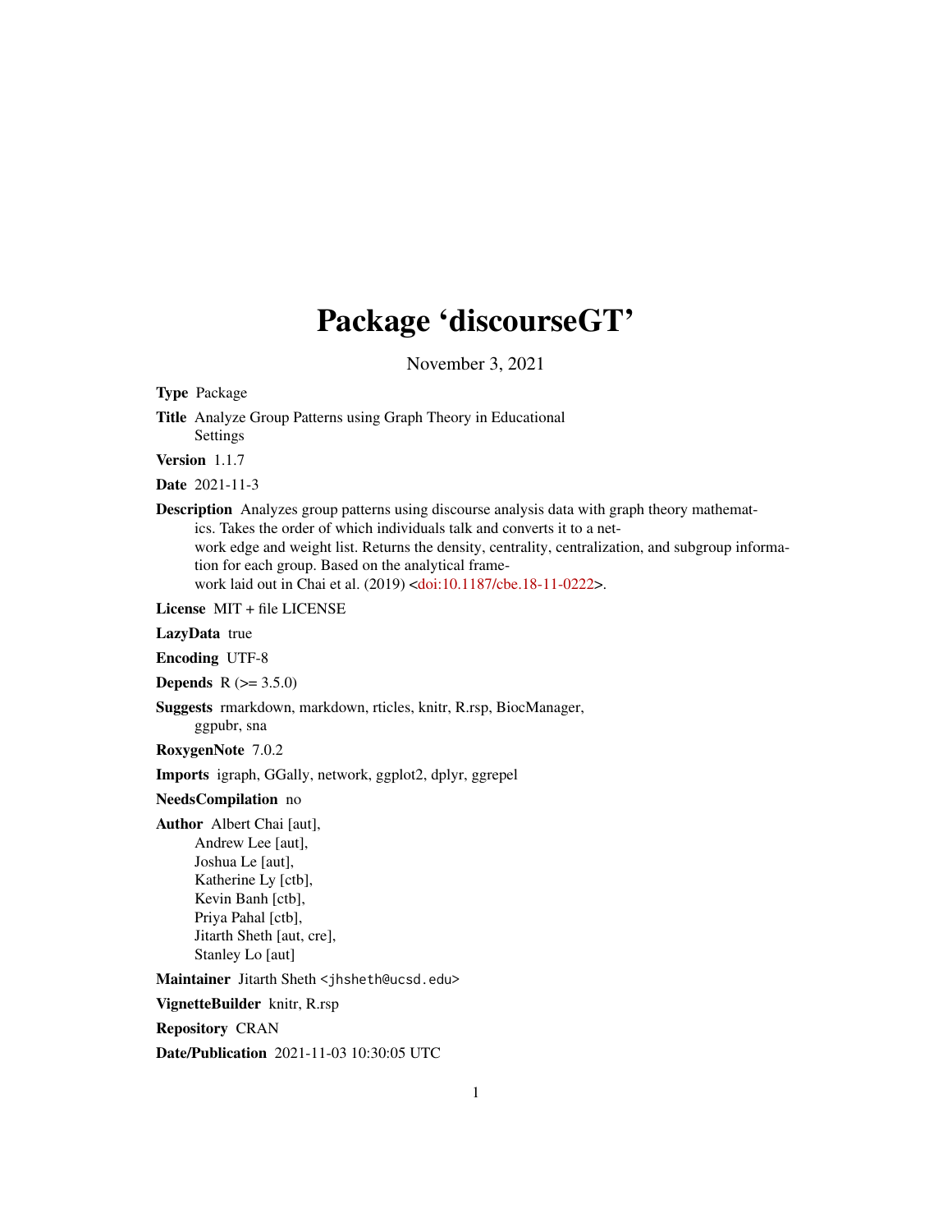# Package 'discourseGT'

November 3, 2021

**Type** Package

**Title** Analyze Group Patterns using Graph Theory in Educational Settings

**Version** 1.1.7

**Date** 2021-11-3

**Description** Analyzes group patterns using discourse analysis data with graph theory mathematics. Takes the order of which individuals talk and converts it to a network edge and weight list. Returns the density, centrality, centralization, and subgroup information for each group. Based on the analytical framework laid out in Chai et al. (2019) <doi:10.1187/cbe.18-11-0222>.

**License** MIT + file LICENSE

**LazyData** true

**Encoding** UTF-8

**Depends** R (>= 3.5.0)

**Suggests** rmarkdown, markdown, rticles, knitr, R.rsp, BiocManager, ggpubr, sna

**RoxygenNote** 7.0.2

**Imports** igraph, GGally, network, ggplot2, dplyr, ggrepel

**NeedsCompilation** no

**Author** Albert Chai [aut],
Andrew Lee [aut],
Joshua Le [aut],
Katherine Ly [ctb],
Kevin Banh [ctb],
Priya Pahal [ctb],
Jitarth Sheth [aut, cre],
Stanley Lo [aut]

**Maintainer** Jitarth Sheth <jhsheth@ucsd.edu>

**VignetteBuilder** knitr, R.rsp

**Repository** CRAN

**Date/Publication** 2021-11-03 10:30:05 UTC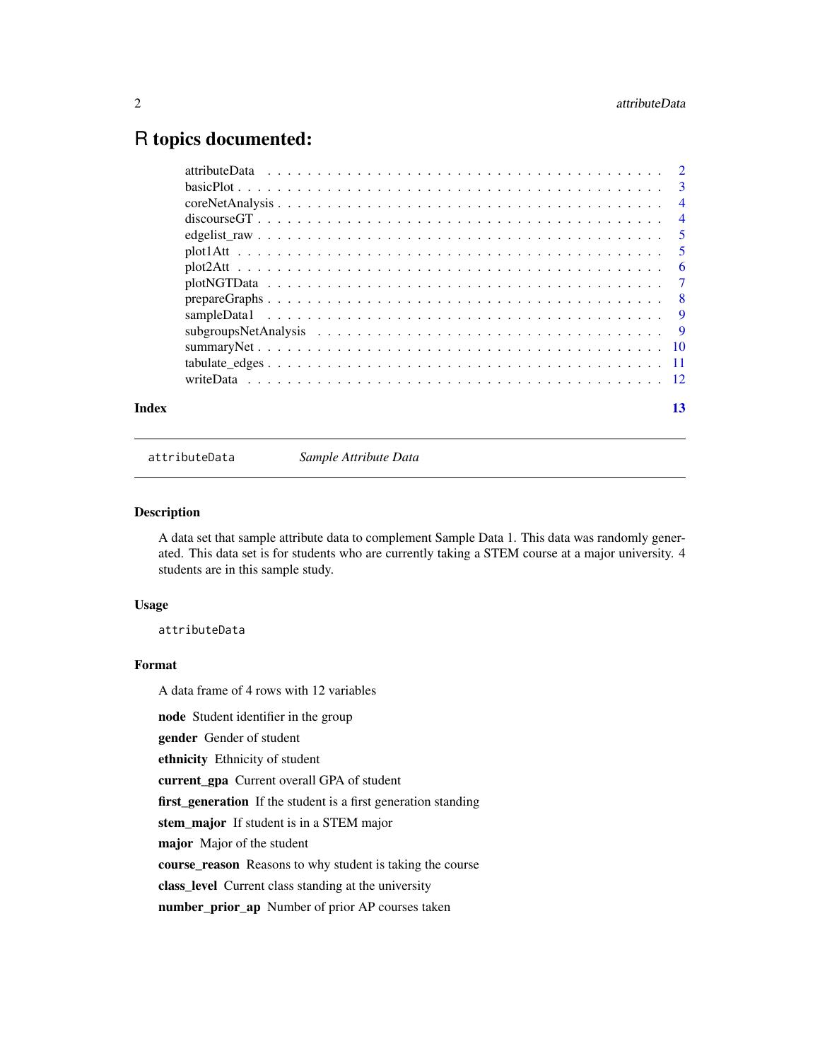# R topics documented:

| | |
|---|---|
| attributeData | 2 |
| basicPlot | 3 |
| coreNetAnalysis | 4 |
| discourseGT | 4 |
| edgelist_raw | 5 |
| plot1Att | 5 |
| plot2Att | 6 |
| plotNGTData | 7 |
| prepareGraphs | 8 |
| sampleData1 | 9 |
| subgroupsNetAnalysis | 9 |
| summaryNet | 10 |
| tabulate_edges | 11 |
| writeData | 12 |

**Index** **13**

---

## attributeData — *Sample Attribute Data*

---

### Description

A data set that sample attribute data to complement Sample Data 1. This data was randomly generated. This data set is for students who are currently taking a STEM course at a major university. 4 students are in this sample study.

### Usage

```
attributeData
```

### Format

A data frame of 4 rows with 12 variables

**node** Student identifier in the group

**gender** Gender of student

**ethnicity** Ethnicity of student

**current_gpa** Current overall GPA of student

**first_generation** If the student is a first generation standing

**stem_major** If student is in a STEM major

**major** Major of the student

**course_reason** Reasons to why student is taking the course

**class_level** Current class standing at the university

**number_prior_ap** Number of prior AP courses taken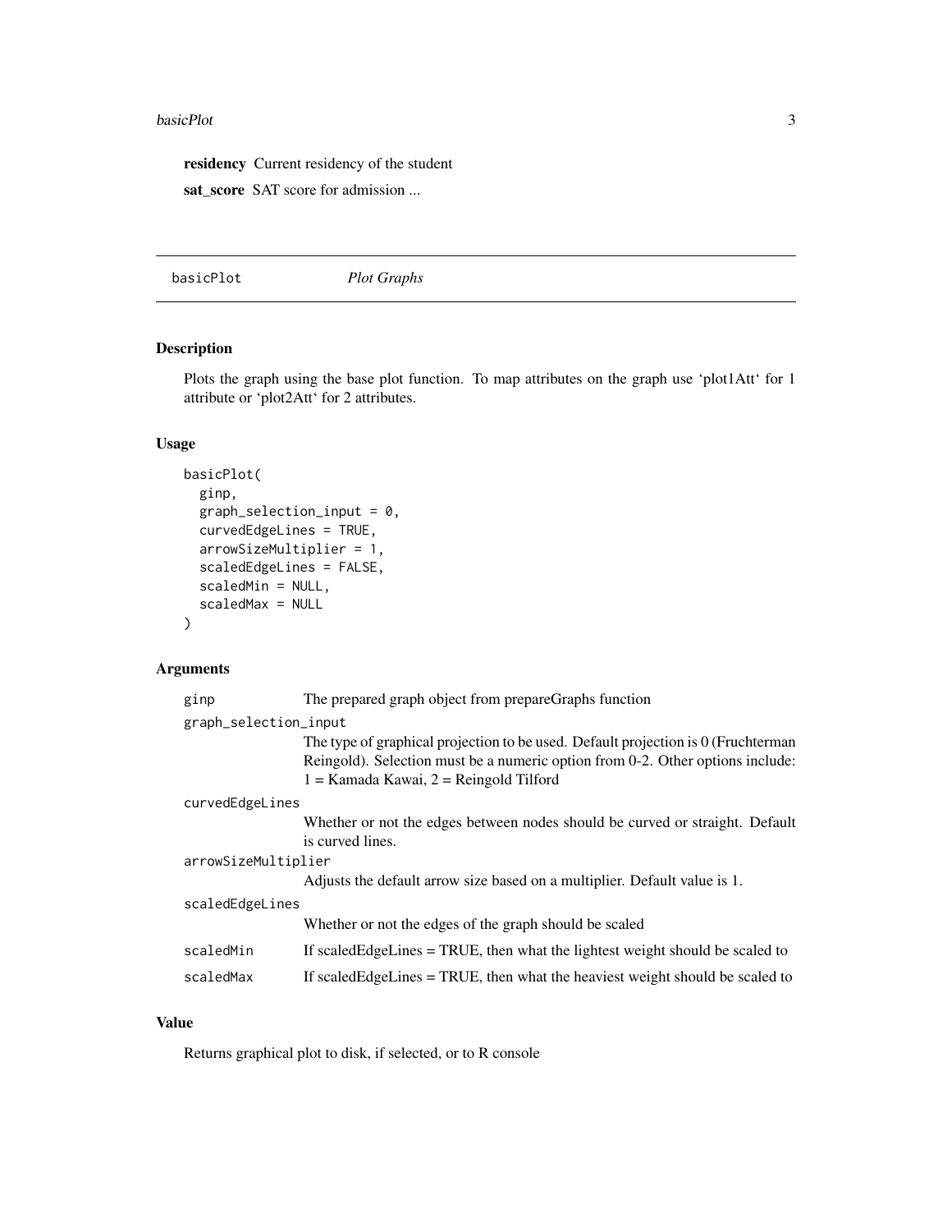**residency** Current residency of the student

**sat_score** SAT score for admission ...

## basicPlot *Plot Graphs*

### Description

Plots the graph using the base plot function. To map attributes on the graph use 'plot1Att' for 1 attribute or 'plot2Att' for 2 attributes.

### Usage

```
basicPlot(
  ginp,
  graph_selection_input = 0,
  curvedEdgeLines = TRUE,
  arrowSizeMultiplier = 1,
  scaledEdgeLines = FALSE,
  scaledMin = NULL,
  scaledMax = NULL
)
```

### Arguments

| | |
|---|---|
| `ginp` | The prepared graph object from prepareGraphs function |
| `graph_selection_input` | The type of graphical projection to be used. Default projection is 0 (Fruchterman Reingold). Selection must be a numeric option from 0-2. Other options include: 1 = Kamada Kawai, 2 = Reingold Tilford |
| `curvedEdgeLines` | Whether or not the edges between nodes should be curved or straight. Default is curved lines. |
| `arrowSizeMultiplier` | Adjusts the default arrow size based on a multiplier. Default value is 1. |
| `scaledEdgeLines` | Whether or not the edges of the graph should be scaled |
| `scaledMin` | If scaledEdgeLines = TRUE, then what the lightest weight should be scaled to |
| `scaledMax` | If scaledEdgeLines = TRUE, then what the heaviest weight should be scaled to |

### Value

Returns graphical plot to disk, if selected, or to R console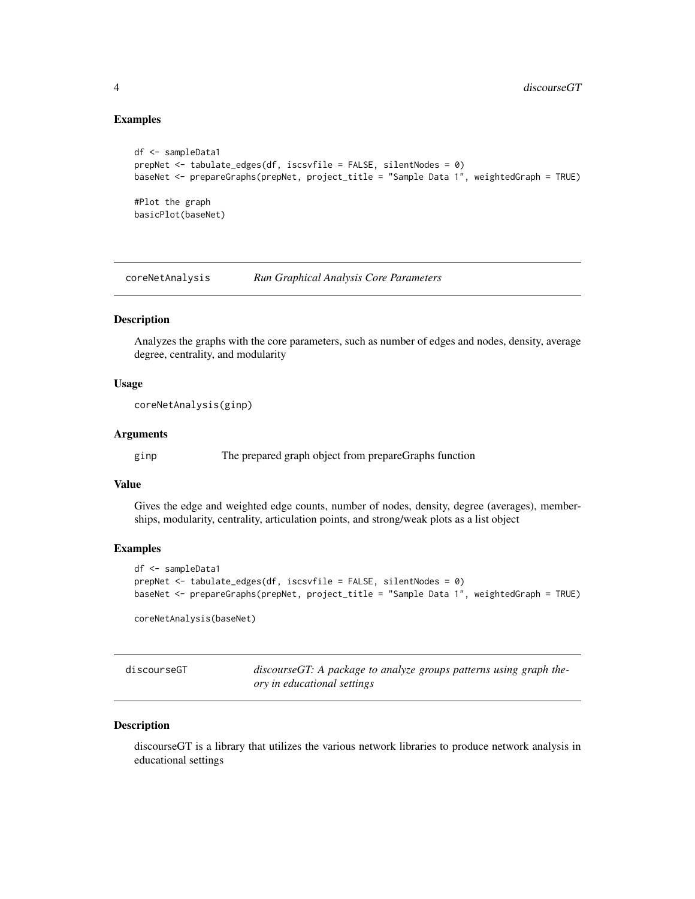### Examples

```
df <- sampleData1
prepNet <- tabulate_edges(df, iscsvfile = FALSE, silentNodes = 0)
baseNet <- prepareGraphs(prepNet, project_title = "Sample Data 1", weightedGraph = TRUE)

#Plot the graph
basicPlot(baseNet)
```

## coreNetAnalysis — *Run Graphical Analysis Core Parameters*

### Description

Analyzes the graphs with the core parameters, such as number of edges and nodes, density, average degree, centrality, and modularity

### Usage

```
coreNetAnalysis(ginp)
```

### Arguments

| | |
|---|---|
| ginp | The prepared graph object from prepareGraphs function |

### Value

Gives the edge and weighted edge counts, number of nodes, density, degree (averages), memberships, modularity, centrality, articulation points, and strong/weak plots as a list object

### Examples

```
df <- sampleData1
prepNet <- tabulate_edges(df, iscsvfile = FALSE, silentNodes = 0)
baseNet <- prepareGraphs(prepNet, project_title = "Sample Data 1", weightedGraph = TRUE)

coreNetAnalysis(baseNet)
```

## discourseGT — *discourseGT: A package to analyze groups patterns using graph theory in educational settings*

### Description

discourseGT is a library that utilizes the various network libraries to produce network analysis in educational settings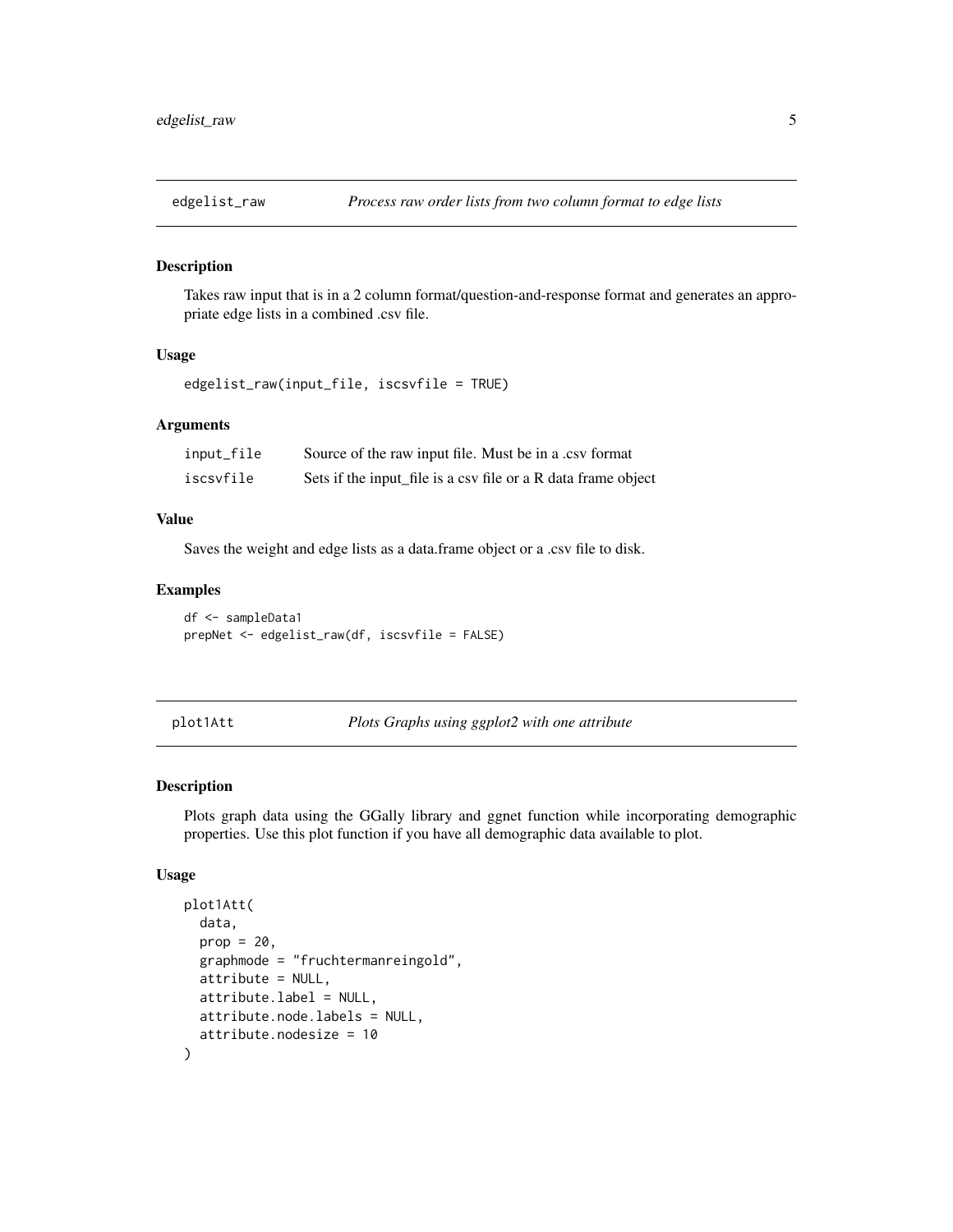## edgelist_raw — *Process raw order lists from two column format to edge lists*

### Description

Takes raw input that is in a 2 column format/question-and-response format and generates an appropriate edge lists in a combined .csv file.

### Usage

```
edgelist_raw(input_file, iscsvfile = TRUE)
```

### Arguments

| | |
|---|---|
| input_file | Source of the raw input file. Must be in a .csv format |
| iscsvfile | Sets if the input_file is a csv file or a R data frame object |

### Value

Saves the weight and edge lists as a data.frame object or a .csv file to disk.

### Examples

```
df <- sampleData1
prepNet <- edgelist_raw(df, iscsvfile = FALSE)
```

## plot1Att — *Plots Graphs using ggplot2 with one attribute*

### Description

Plots graph data using the GGally library and ggnet function while incorporating demographic properties. Use this plot function if you have all demographic data available to plot.

### Usage

```
plot1Att(
  data,
  prop = 20,
  graphmode = "fruchtermanreingold",
  attribute = NULL,
  attribute.label = NULL,
  attribute.node.labels = NULL,
  attribute.nodesize = 10
)
```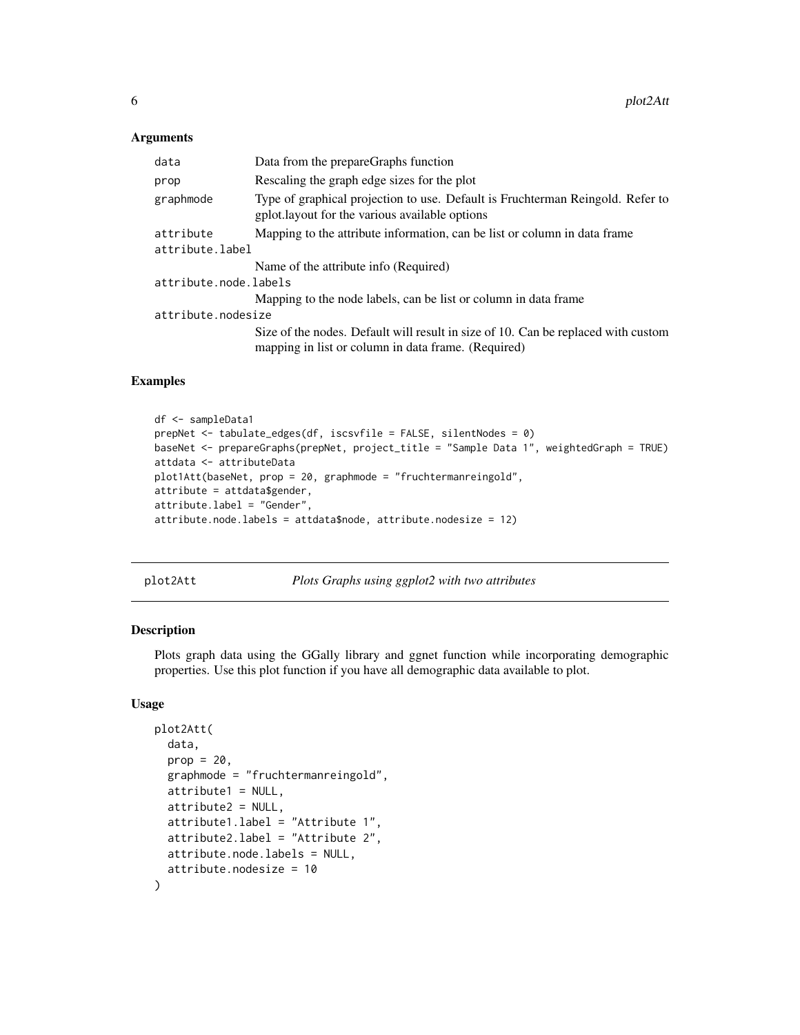### Arguments

| | |
|---|---|
| data | Data from the prepareGraphs function |
| prop | Rescaling the graph edge sizes for the plot |
| graphmode | Type of graphical projection to use. Default is Fruchterman Reingold. Refer to gplot.layout for the various available options |
| attribute | Mapping to the attribute information, can be list or column in data frame |
| attribute.label | Name of the attribute info (Required) |
| attribute.node.labels | Mapping to the node labels, can be list or column in data frame |
| attribute.nodesize | Size of the nodes. Default will result in size of 10. Can be replaced with custom mapping in list or column in data frame. (Required) |

### Examples

```
df <- sampleData1
prepNet <- tabulate_edges(df, iscsvfile = FALSE, silentNodes = 0)
baseNet <- prepareGraphs(prepNet, project_title = "Sample Data 1", weightedGraph = TRUE)
attdata <- attributeData
plot1Att(baseNet, prop = 20, graphmode = "fruchtermanreingold",
attribute = attdata$gender,
attribute.label = "Gender",
attribute.node.labels = attdata$node, attribute.nodesize = 12)
```

---

## plot2Att — *Plots Graphs using ggplot2 with two attributes*

### Description

Plots graph data using the GGally library and ggnet function while incorporating demographic properties. Use this plot function if you have all demographic data available to plot.

### Usage

```
plot2Att(
  data,
  prop = 20,
  graphmode = "fruchtermanreingold",
  attribute1 = NULL,
  attribute2 = NULL,
  attribute1.label = "Attribute 1",
  attribute2.label = "Attribute 2",
  attribute.node.labels = NULL,
  attribute.nodesize = 10
)
```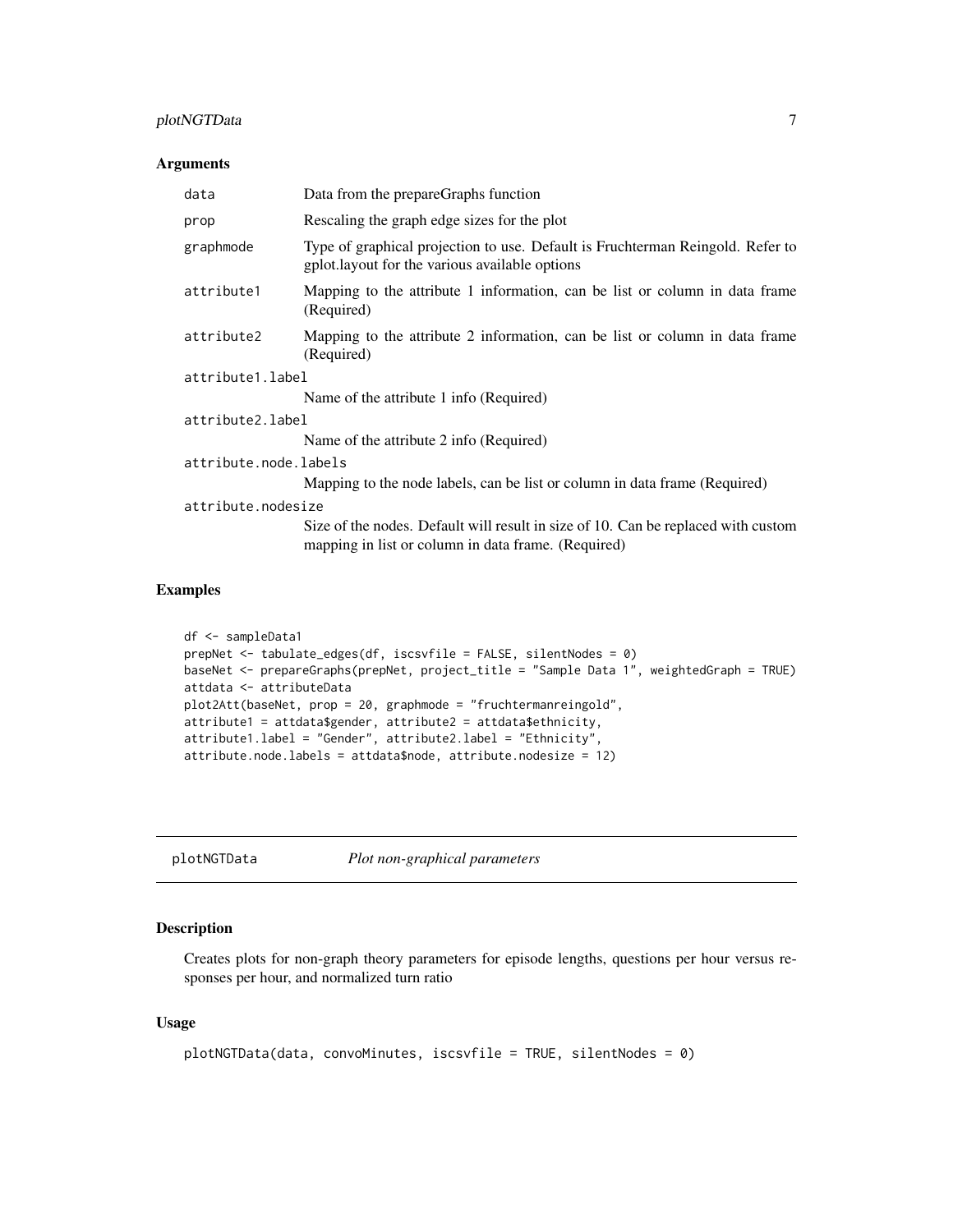### Arguments

| | |
|---|---|
| data | Data from the prepareGraphs function |
| prop | Rescaling the graph edge sizes for the plot |
| graphmode | Type of graphical projection to use. Default is Fruchterman Reingold. Refer to gplot.layout for the various available options |
| attribute1 | Mapping to the attribute 1 information, can be list or column in data frame (Required) |
| attribute2 | Mapping to the attribute 2 information, can be list or column in data frame (Required) |
| attribute1.label | Name of the attribute 1 info (Required) |
| attribute2.label | Name of the attribute 2 info (Required) |
| attribute.node.labels | Mapping to the node labels, can be list or column in data frame (Required) |
| attribute.nodesize | Size of the nodes. Default will result in size of 10. Can be replaced with custom mapping in list or column in data frame. (Required) |

### Examples

```
df <- sampleData1
prepNet <- tabulate_edges(df, iscsvfile = FALSE, silentNodes = 0)
baseNet <- prepareGraphs(prepNet, project_title = "Sample Data 1", weightedGraph = TRUE)
attdata <- attributeData
plot2Att(baseNet, prop = 20, graphmode = "fruchtermanreingold",
attribute1 = attdata$gender, attribute2 = attdata$ethnicity,
attribute1.label = "Gender", attribute2.label = "Ethnicity",
attribute.node.labels = attdata$node, attribute.nodesize = 12)
```

---

## plotNGTData *Plot non-graphical parameters*

### Description

Creates plots for non-graph theory parameters for episode lengths, questions per hour versus responses per hour, and normalized turn ratio

### Usage

```
plotNGTData(data, convoMinutes, iscsvfile = TRUE, silentNodes = 0)
```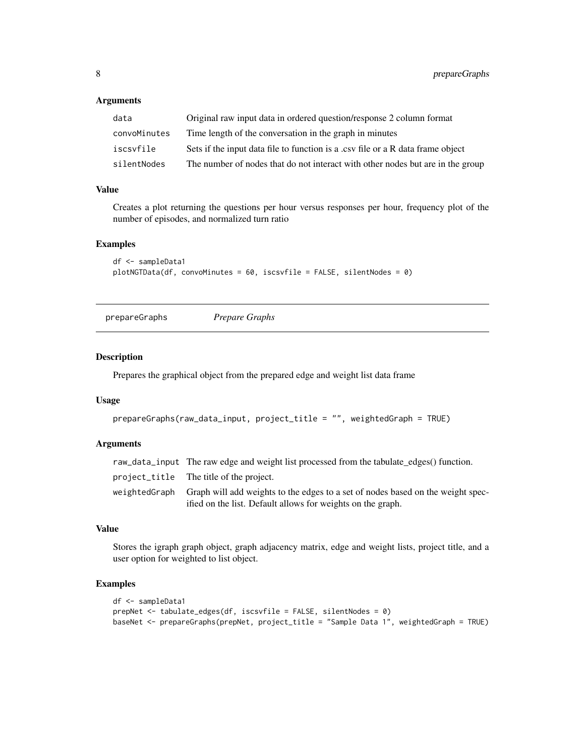### Arguments

| | |
|---|---|
| data | Original raw input data in ordered question/response 2 column format |
| convoMinutes | Time length of the conversation in the graph in minutes |
| iscsvfile | Sets if the input data file to function is a .csv file or a R data frame object |
| silentNodes | The number of nodes that do not interact with other nodes but are in the group |

### Value

Creates a plot returning the questions per hour versus responses per hour, frequency plot of the number of episodes, and normalized turn ratio

### Examples

```
df <- sampleData1
plotNGTData(df, convoMinutes = 60, iscsvfile = FALSE, silentNodes = 0)
```

## prepareGraphs *Prepare Graphs*

### Description

Prepares the graphical object from the prepared edge and weight list data frame

### Usage

```
prepareGraphs(raw_data_input, project_title = "", weightedGraph = TRUE)
```

### Arguments

| | |
|---|---|
| raw_data_input | The raw edge and weight list processed from the tabulate_edges() function. |
| project_title | The title of the project. |
| weightedGraph | Graph will add weights to the edges to a set of nodes based on the weight specified on the list. Default allows for weights on the graph. |

### Value

Stores the igraph graph object, graph adjacency matrix, edge and weight lists, project title, and a user option for weighted to list object.

### Examples

```
df <- sampleData1
prepNet <- tabulate_edges(df, iscsvfile = FALSE, silentNodes = 0)
baseNet <- prepareGraphs(prepNet, project_title = "Sample Data 1", weightedGraph = TRUE)
```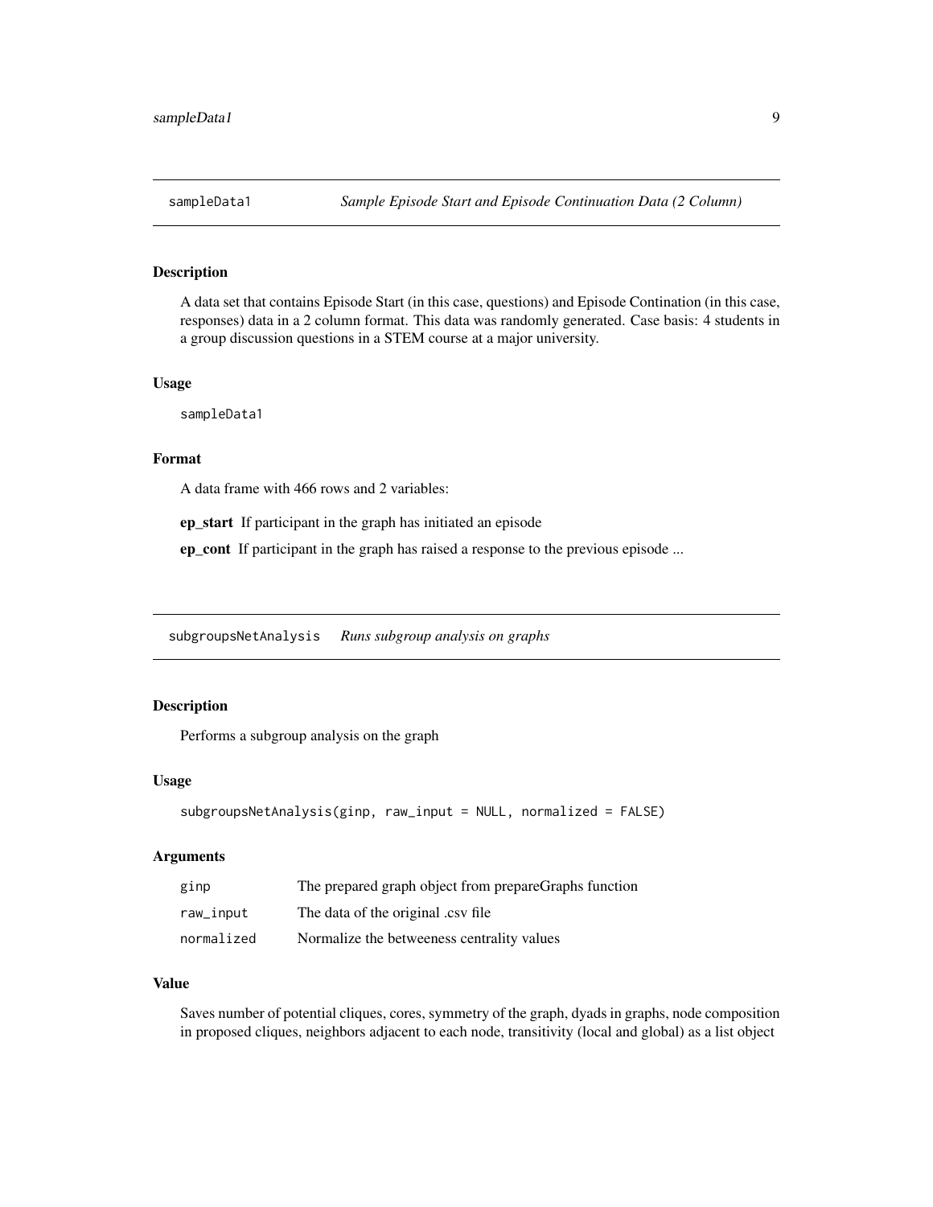## sampleData1 — *Sample Episode Start and Episode Continuation Data (2 Column)*

### Description

A data set that contains Episode Start (in this case, questions) and Episode Contination (in this case, responses) data in a 2 column format. This data was randomly generated. Case basis: 4 students in a group discussion questions in a STEM course at a major university.

### Usage

```
sampleData1
```

### Format

A data frame with 466 rows and 2 variables:

**ep_start** If participant in the graph has initiated an episode

**ep_cont** If participant in the graph has raised a response to the previous episode ...

## subgroupsNetAnalysis — *Runs subgroup analysis on graphs*

### Description

Performs a subgroup analysis on the graph

### Usage

```
subgroupsNetAnalysis(ginp, raw_input = NULL, normalized = FALSE)
```

### Arguments

| | |
|---|---|
| ginp | The prepared graph object from prepareGraphs function |
| raw_input | The data of the original .csv file |
| normalized | Normalize the betweeness centrality values |

### Value

Saves number of potential cliques, cores, symmetry of the graph, dyads in graphs, node composition in proposed cliques, neighbors adjacent to each node, transitivity (local and global) as a list object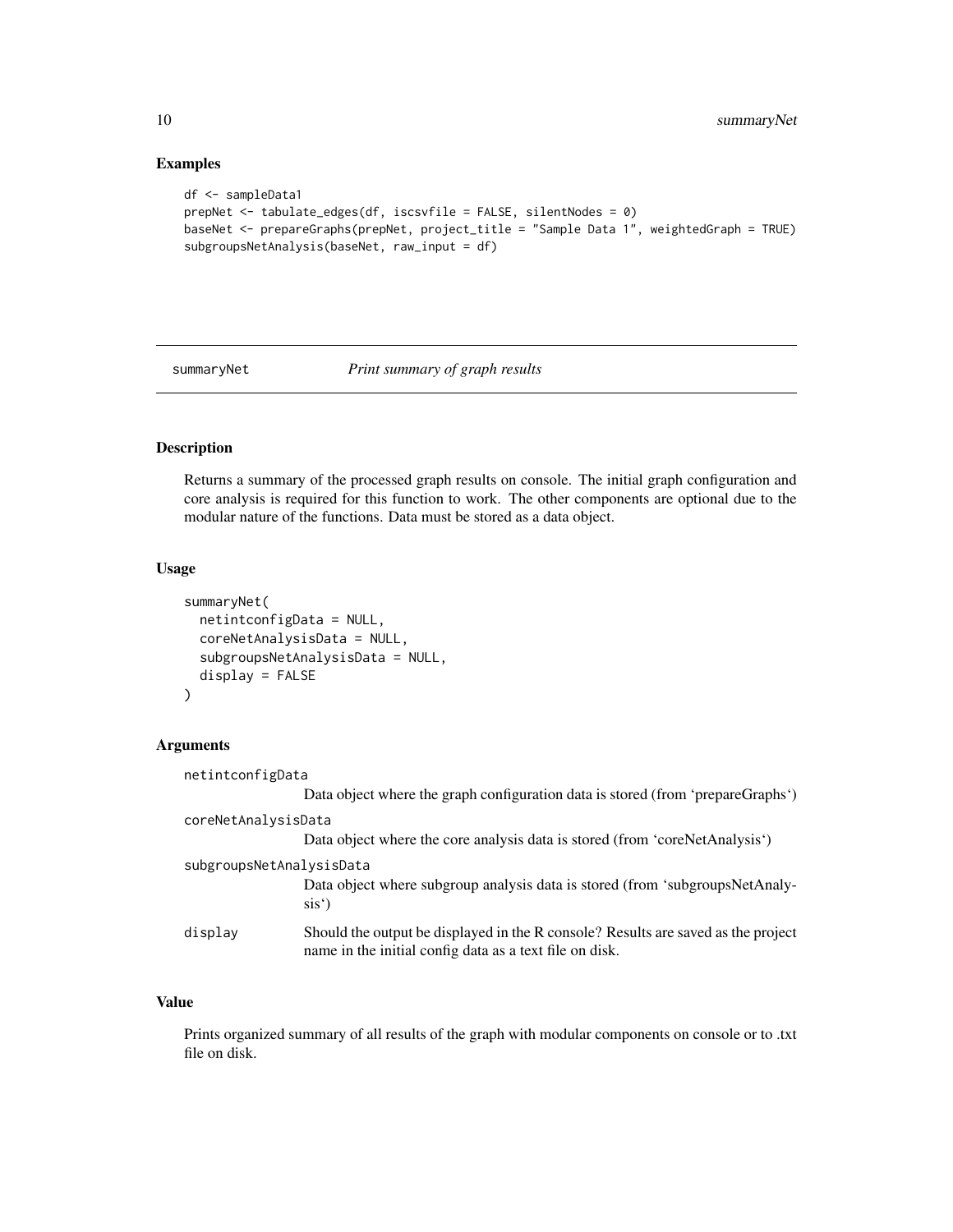## Examples

```
df <- sampleData1
prepNet <- tabulate_edges(df, iscsvfile = FALSE, silentNodes = 0)
baseNet <- prepareGraphs(prepNet, project_title = "Sample Data 1", weightedGraph = TRUE)
subgroupsNetAnalysis(baseNet, raw_input = df)
```

---

# summaryNet *Print summary of graph results*

---

## Description

Returns a summary of the processed graph results on console. The initial graph configuration and core analysis is required for this function to work. The other components are optional due to the modular nature of the functions. Data must be stored as a data object.

## Usage

```
summaryNet(
  netintconfigData = NULL,
  coreNetAnalysisData = NULL,
  subgroupsNetAnalysisData = NULL,
  display = FALSE
)
```

## Arguments

`netintconfigData`
Data object where the graph configuration data is stored (from 'prepareGraphs')

`coreNetAnalysisData`
Data object where the core analysis data is stored (from 'coreNetAnalysis')

`subgroupsNetAnalysisData`
Data object where subgroup analysis data is stored (from 'subgroupsNetAnalysis')

`display`
Should the output be displayed in the R console? Results are saved as the project name in the initial config data as a text file on disk.

## Value

Prints organized summary of all results of the graph with modular components on console or to .txt file on disk.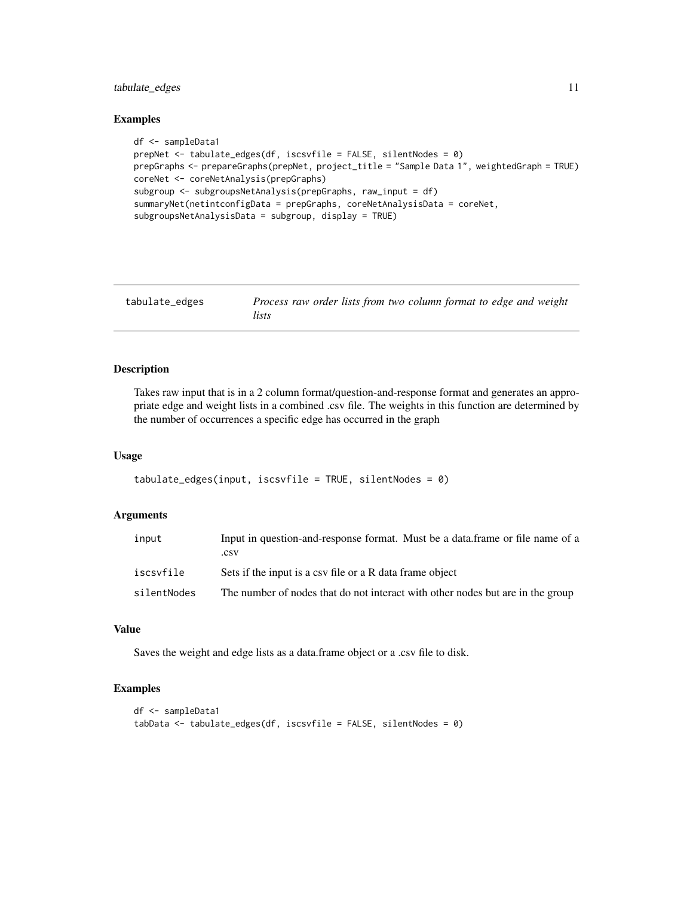## Examples

```
df <- sampleData1
prepNet <- tabulate_edges(df, iscsvfile = FALSE, silentNodes = 0)
prepGraphs <- prepareGraphs(prepNet, project_title = "Sample Data 1", weightedGraph = TRUE)
coreNet <- coreNetAnalysis(prepGraphs)
subgroup <- subgroupsNetAnalysis(prepGraphs, raw_input = df)
summaryNet(netintconfigData = prepGraphs, coreNetAnalysisData = coreNet,
subgroupsNetAnalysisData = subgroup, display = TRUE)
```

---

# tabulate_edges — *Process raw order lists from two column format to edge and weight lists*

---

## Description

Takes raw input that is in a 2 column format/question-and-response format and generates an appropriate edge and weight lists in a combined .csv file. The weights in this function are determined by the number of occurrences a specific edge has occurred in the graph

## Usage

```
tabulate_edges(input, iscsvfile = TRUE, silentNodes = 0)
```

## Arguments

| | |
|---|---|
| input | Input in question-and-response format. Must be a data.frame or file name of a .csv |
| iscsvfile | Sets if the input is a csv file or a R data frame object |
| silentNodes | The number of nodes that do not interact with other nodes but are in the group |

## Value

Saves the weight and edge lists as a data.frame object or a .csv file to disk.

## Examples

```
df <- sampleData1
tabData <- tabulate_edges(df, iscsvfile = FALSE, silentNodes = 0)
```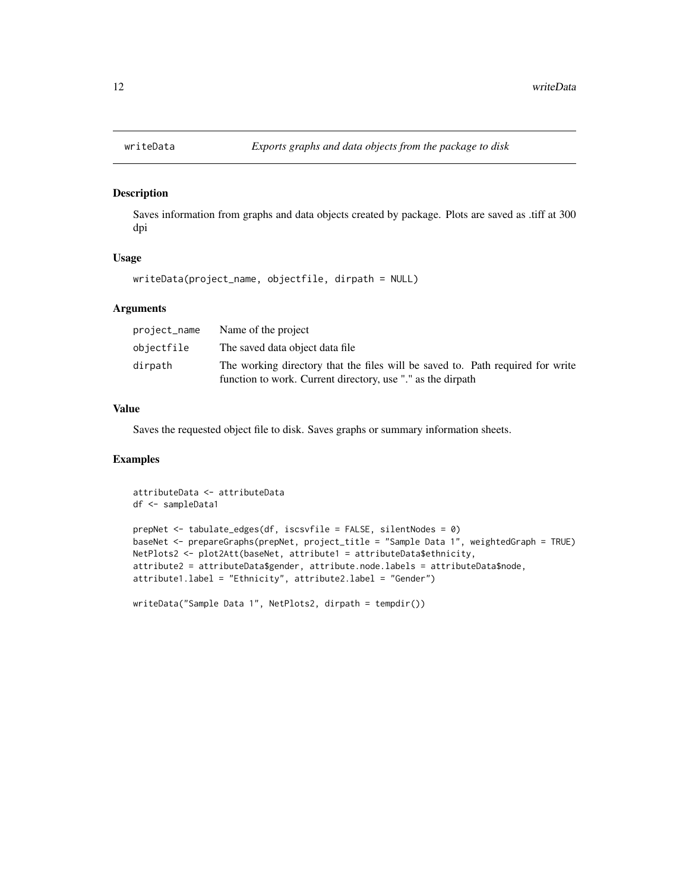## writeData — *Exports graphs and data objects from the package to disk*

### Description

Saves information from graphs and data objects created by package. Plots are saved as .tiff at 300 dpi

### Usage

```
writeData(project_name, objectfile, dirpath = NULL)
```

### Arguments

| | |
|---|---|
| project_name | Name of the project |
| objectfile | The saved data object data file |
| dirpath | The working directory that the files will be saved to. Path required for write function to work. Current directory, use "." as the dirpath |

### Value

Saves the requested object file to disk. Saves graphs or summary information sheets.

### Examples

```
attributeData <- attributeData
df <- sampleData1

prepNet <- tabulate_edges(df, iscsvfile = FALSE, silentNodes = 0)
baseNet <- prepareGraphs(prepNet, project_title = "Sample Data 1", weightedGraph = TRUE)
NetPlots2 <- plot2Att(baseNet, attribute1 = attributeData$ethnicity,
attribute2 = attributeData$gender, attribute.node.labels = attributeData$node,
attribute1.label = "Ethnicity", attribute2.label = "Gender")

writeData("Sample Data 1", NetPlots2, dirpath = tempdir())
```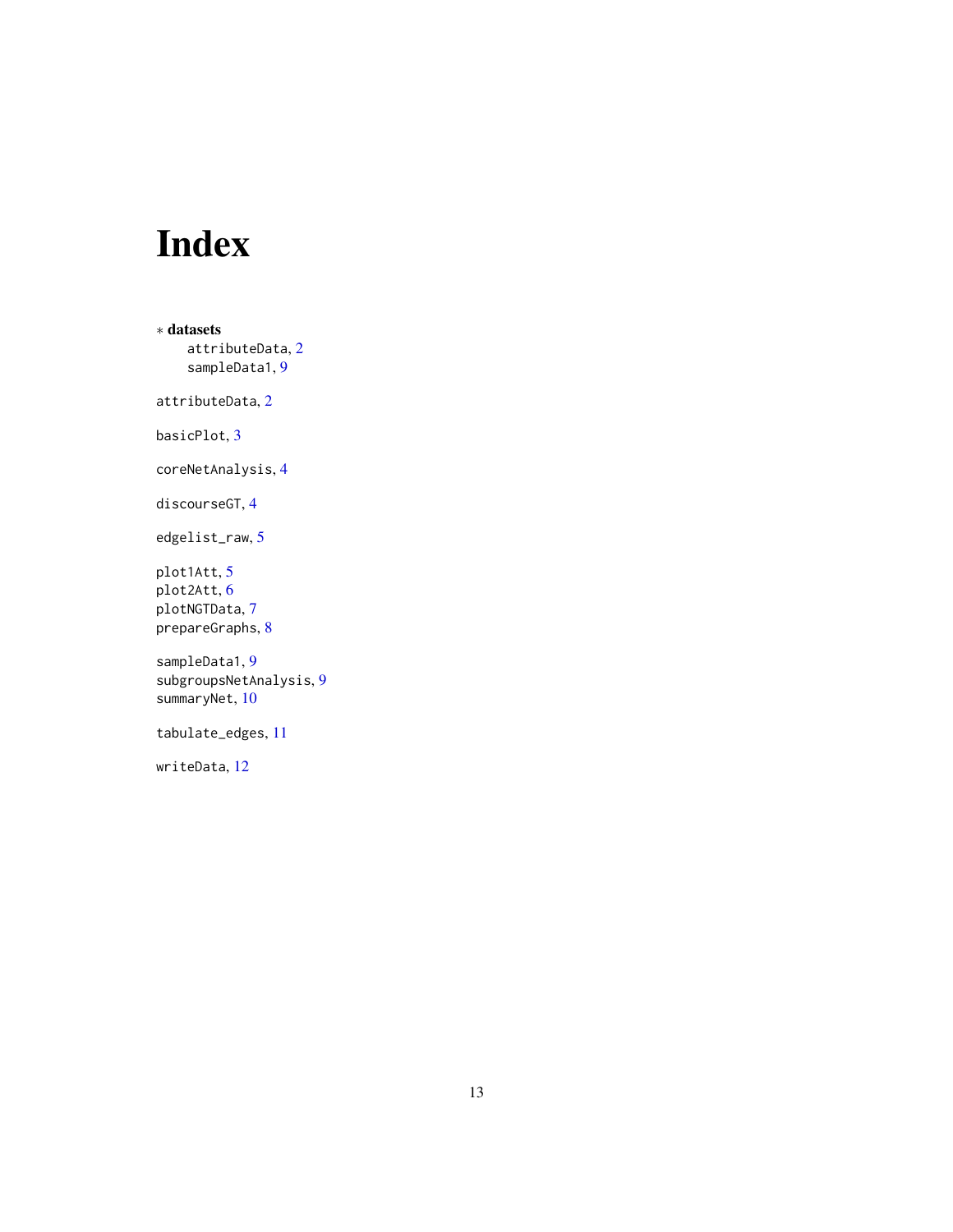# Index

∗ **datasets**
    attributeData, 2
    sampleData1, 9

attributeData, 2

basicPlot, 3

coreNetAnalysis, 4

discourseGT, 4

edgelist_raw, 5

plot1Att, 5
plot2Att, 6
plotNGTData, 7
prepareGraphs, 8

sampleData1, 9
subgroupsNetAnalysis, 9
summaryNet, 10

tabulate_edges, 11

writeData, 12